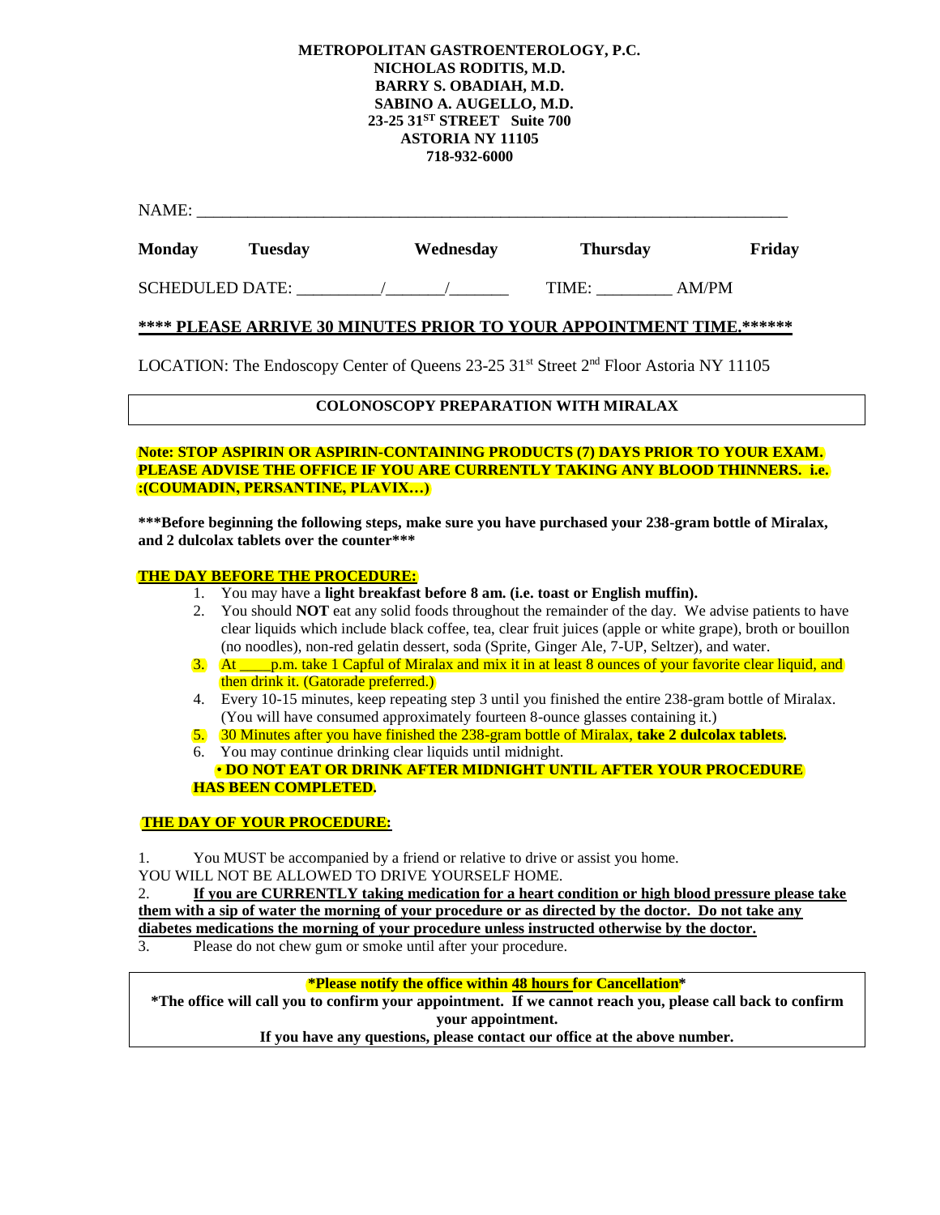**METROPOLITAN GASTROENTEROLOGY, P.C.**
**NICHOLAS RODITIS, M.D.**
**BARRY S. OBADIAH, M.D.**
**SABINO A. AUGELLO, M.D.**
**23-25 31ST STREET Suite 700**
**ASTORIA NY 11105**
**718-932-6000**

NAME: ___________________________________________________________________________

**Monday** **Tuesday** **Wednesday** **Thursday** **Friday**

SCHEDULED DATE: __________/_______/_______ TIME: _________ AM/PM

**\*\*\*\* PLEASE ARRIVE 30 MINUTES PRIOR TO YOUR APPOINTMENT TIME.\*\*\*\*\*\***

LOCATION: The Endoscopy Center of Queens 23-25 31st Street 2nd Floor Astoria NY 11105

## COLONOSCOPY PREPARATION WITH MIRALAX

**Note: STOP ASPIRIN OR ASPIRIN-CONTAINING PRODUCTS (7) DAYS PRIOR TO YOUR EXAM. PLEASE ADVISE THE OFFICE IF YOU ARE CURRENTLY TAKING ANY BLOOD THINNERS. i.e. :(COUMADIN, PERSANTINE, PLAVIX…)**

**\*\*\*Before beginning the following steps, make sure you have purchased your 238-gram bottle of Miralax, and 2 dulcolax tablets over the counter\*\*\***

**THE DAY BEFORE THE PROCEDURE:**

1. You may have a **light breakfast before 8 am. (i.e. toast or English muffin).**
2. You should **NOT** eat any solid foods throughout the remainder of the day. We advise patients to have clear liquids which include black coffee, tea, clear fruit juices (apple or white grape), broth or bouillon (no noodles), non-red gelatin dessert, soda (Sprite, Ginger Ale, 7-UP, Seltzer), and water.
3. At ____p.m. take 1 Capful of Miralax and mix it in at least 8 ounces of your favorite clear liquid, and then drink it. (Gatorade preferred.)
4. Every 10-15 minutes, keep repeating step 3 until you finished the entire 238-gram bottle of Miralax. (You will have consumed approximately fourteen 8-ounce glasses containing it.)
5. 30 Minutes after you have finished the 238-gram bottle of Miralax, **take 2 dulcolax tablets.**
6. You may continue drinking clear liquids until midnight.

• **DO NOT EAT OR DRINK AFTER MIDNIGHT UNTIL AFTER YOUR PROCEDURE HAS BEEN COMPLETED.**

**THE DAY OF YOUR PROCEDURE:**

1. You MUST be accompanied by a friend or relative to drive or assist you home.
YOU WILL NOT BE ALLOWED TO DRIVE YOURSELF HOME.
2. **If you are CURRENTLY taking medication for a heart condition or high blood pressure please take them with a sip of water the morning of your procedure or as directed by the doctor. Do not take any diabetes medications the morning of your procedure unless instructed otherwise by the doctor.**
3. Please do not chew gum or smoke until after your procedure.

**\*Please notify the office within 48 hours for Cancellation\***
**\*The office will call you to confirm your appointment. If we cannot reach you, please call back to confirm your appointment.**
**If you have any questions, please contact our office at the above number.**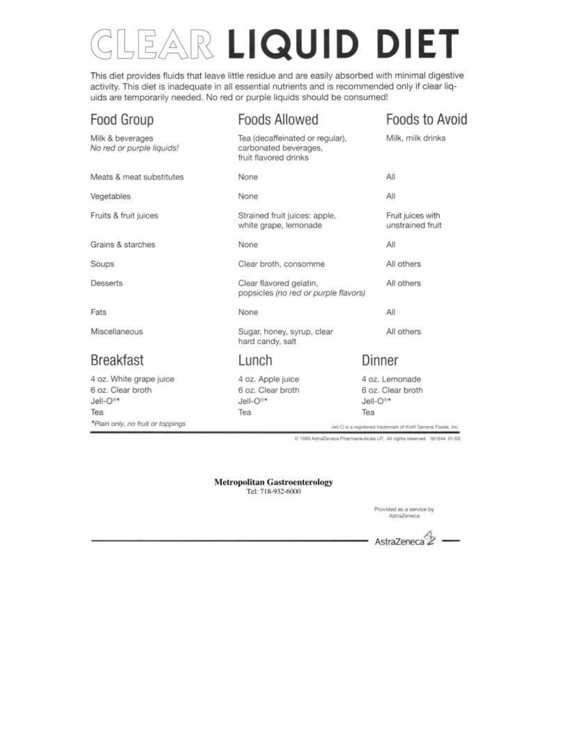# CLEAR LIQUID DIET

This diet provides fluids that leave little residue and are easily absorbed with minimal digestive activity. This diet is inadequate in all essential nutrients and is recommended only if clear liquids are temporarily needed. No red or purple liquids should be consumed!

| Food Group | Foods Allowed | Foods to Avoid |
|---|---|---|
| Milk & beverages *No red or purple liquids!* | Tea (decaffeinated or regular), carbonated beverages, fruit flavored drinks | Milk, milk drinks |
| Meats & meat substitutes | None | All |
| Vegetables | None | All |
| Fruits & fruit juices | Strained fruit juices: apple, white grape, lemonade | Fruit juices with unstrained fruit |
| Grains & starches | None | All |
| Soups | Clear broth, consomme | All others |
| Desserts | Clear flavored gelatin, popsicles *(no red or purple flavors)* | All others |
| Fats | None | All |
| Miscellaneous | Sugar, honey, syrup, clear hard candy, salt | All others |

| Breakfast | Lunch | Dinner |
|---|---|---|
| 4 oz. White grape juice | 4 oz. Apple juice | 4 oz. Lemonade |
| 6 oz. Clear broth | 6 oz. Clear broth | 6 oz. Clear broth |
| Jell-O®* | Jell-O®* | Jell-O®* |
| Tea | Tea | Tea |

*\*Plain only, no fruit or toppings*

Jell-O is a registered trademark of Kraft General Foods, Inc.

© 1999 AstraZeneca Pharmaceuticals LP. All rights reserved. 181244 01/00

**Metropolitan Gastroenterology**
Tel: 718-932-6000

Provided as a service by AstraZeneca

AstraZeneca